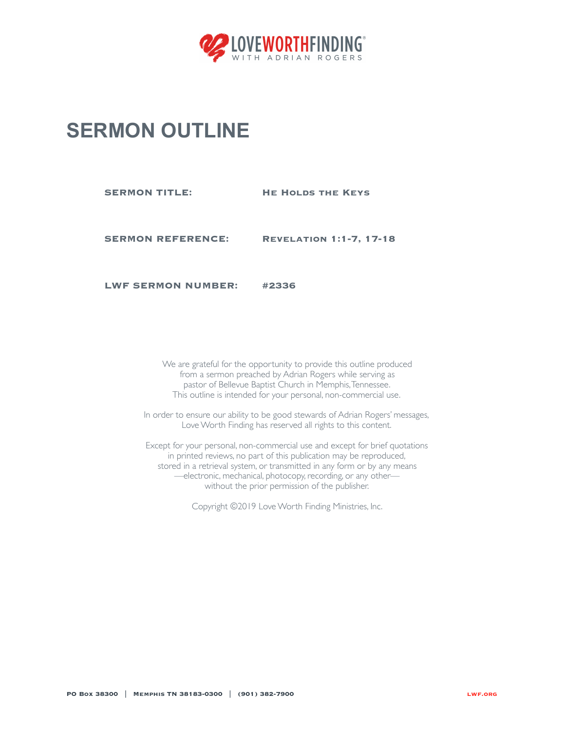LOVEWORTHFINDING®
WITH ADRIAN ROGERS

# SERMON OUTLINE

**SERMON TITLE:** He Holds the Keys

**SERMON REFERENCE:** Revelation 1:1-7, 17-18

**LWF SERMON NUMBER:** #2336

We are grateful for the opportunity to provide this outline produced from a sermon preached by Adrian Rogers while serving as pastor of Bellevue Baptist Church in Memphis, Tennessee. This outline is intended for your personal, non-commercial use.

In order to ensure our ability to be good stewards of Adrian Rogers' messages, Love Worth Finding has reserved all rights to this content.

Except for your personal, non-commercial use and except for brief quotations in printed reviews, no part of this publication may be reproduced, stored in a retrieval system, or transmitted in any form or by any means —electronic, mechanical, photocopy, recording, or any other— without the prior permission of the publisher.

Copyright ©2019 Love Worth Finding Ministries, Inc.

PO Box 38300 | Memphis TN 38183-0300 | (901) 382-7900 LWF.ORG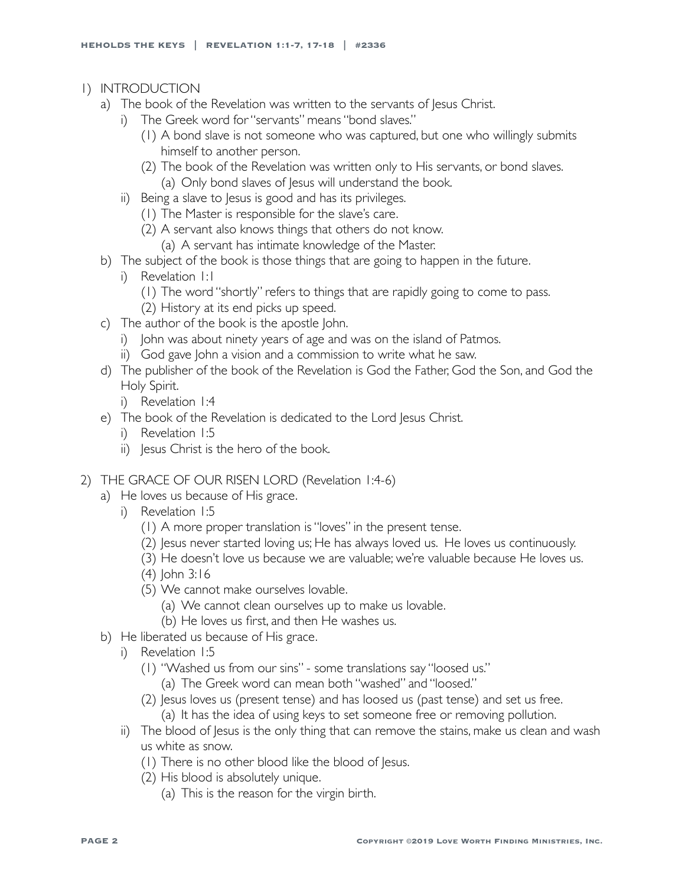1) INTRODUCTION
   a) The book of the Revelation was written to the servants of Jesus Christ.
      i) The Greek word for "servants" means "bond slaves."
         (1) A bond slave is not someone who was captured, but one who willingly submits himself to another person.
         (2) The book of the Revelation was written only to His servants, or bond slaves.
            (a) Only bond slaves of Jesus will understand the book.
      ii) Being a slave to Jesus is good and has its privileges.
         (1) The Master is responsible for the slave's care.
         (2) A servant also knows things that others do not know.
            (a) A servant has intimate knowledge of the Master.
   b) The subject of the book is those things that are going to happen in the future.
      i) Revelation 1:1
         (1) The word "shortly" refers to things that are rapidly going to come to pass.
         (2) History at its end picks up speed.
   c) The author of the book is the apostle John.
      i) John was about ninety years of age and was on the island of Patmos.
      ii) God gave John a vision and a commission to write what he saw.
   d) The publisher of the book of the Revelation is God the Father, God the Son, and God the Holy Spirit.
      i) Revelation 1:4
   e) The book of the Revelation is dedicated to the Lord Jesus Christ.
      i) Revelation 1:5
      ii) Jesus Christ is the hero of the book.

2) THE GRACE OF OUR RISEN LORD (Revelation 1:4-6)
   a) He loves us because of His grace.
      i) Revelation 1:5
         (1) A more proper translation is "loves" in the present tense.
         (2) Jesus never started loving us; He has always loved us. He loves us continuously.
         (3) He doesn't love us because we are valuable; we're valuable because He loves us.
         (4) John 3:16
         (5) We cannot make ourselves lovable.
            (a) We cannot clean ourselves up to make us lovable.
            (b) He loves us first, and then He washes us.
   b) He liberated us because of His grace.
      i) Revelation 1:5
         (1) "Washed us from our sins" - some translations say "loosed us."
            (a) The Greek word can mean both "washed" and "loosed."
         (2) Jesus loves us (present tense) and has loosed us (past tense) and set us free.
            (a) It has the idea of using keys to set someone free or removing pollution.
      ii) The blood of Jesus is the only thing that can remove the stains, make us clean and wash us white as snow.
         (1) There is no other blood like the blood of Jesus.
         (2) His blood is absolutely unique.
            (a) This is the reason for the virgin birth.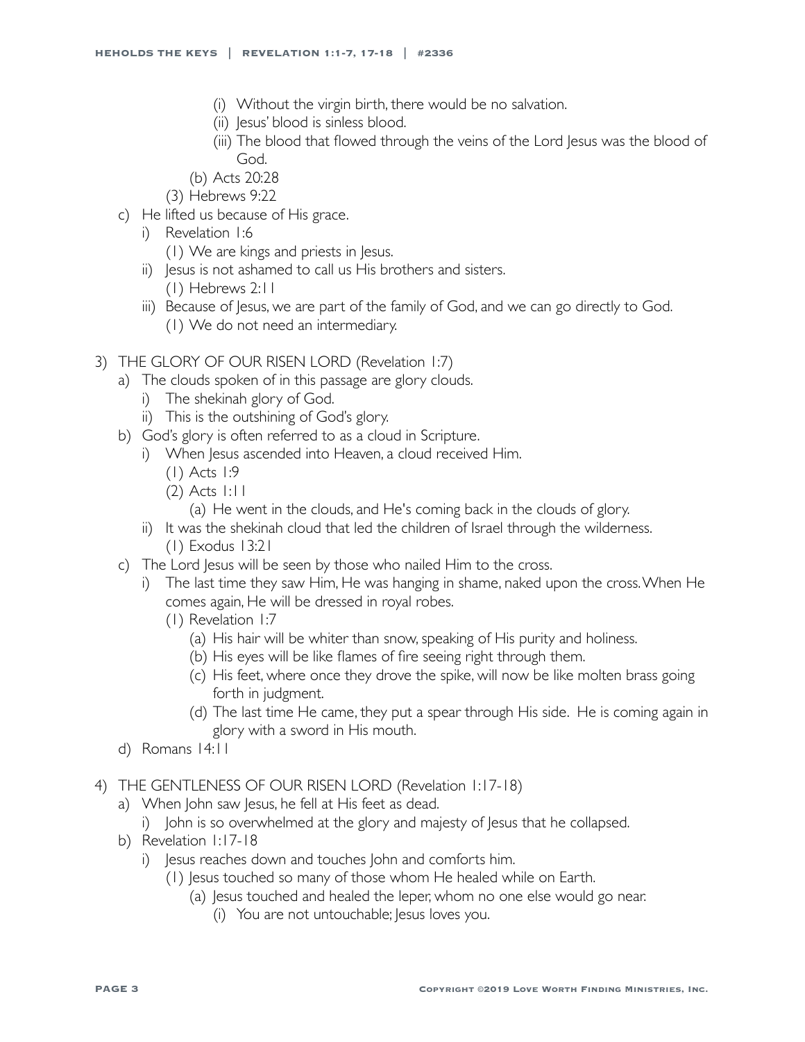(i) Without the virgin birth, there would be no salvation.
            (ii) Jesus' blood is sinless blood.
            (iii) The blood that flowed through the veins of the Lord Jesus was the blood of God.
         (b) Acts 20:28
      (3) Hebrews 9:22
   c) He lifted us because of His grace.
      i) Revelation 1:6
         (1) We are kings and priests in Jesus.
      ii) Jesus is not ashamed to call us His brothers and sisters.
         (1) Hebrews 2:11
      iii) Because of Jesus, we are part of the family of God, and we can go directly to God.
         (1) We do not need an intermediary.

3) THE GLORY OF OUR RISEN LORD (Revelation 1:7)
   a) The clouds spoken of in this passage are glory clouds.
      i) The shekinah glory of God.
      ii) This is the outshining of God's glory.
   b) God's glory is often referred to as a cloud in Scripture.
      i) When Jesus ascended into Heaven, a cloud received Him.
         (1) Acts 1:9
         (2) Acts 1:11
            (a) He went in the clouds, and He's coming back in the clouds of glory.
      ii) It was the shekinah cloud that led the children of Israel through the wilderness.
         (1) Exodus 13:21
   c) The Lord Jesus will be seen by those who nailed Him to the cross.
      i) The last time they saw Him, He was hanging in shame, naked upon the cross. When He comes again, He will be dressed in royal robes.
         (1) Revelation 1:7
            (a) His hair will be whiter than snow, speaking of His purity and holiness.
            (b) His eyes will be like flames of fire seeing right through them.
            (c) His feet, where once they drove the spike, will now be like molten brass going forth in judgment.
            (d) The last time He came, they put a spear through His side. He is coming again in glory with a sword in His mouth.
   d) Romans 14:11

4) THE GENTLENESS OF OUR RISEN LORD (Revelation 1:17-18)
   a) When John saw Jesus, he fell at His feet as dead.
      i) John is so overwhelmed at the glory and majesty of Jesus that he collapsed.
   b) Revelation 1:17-18
      i) Jesus reaches down and touches John and comforts him.
         (1) Jesus touched so many of those whom He healed while on Earth.
            (a) Jesus touched and healed the leper, whom no one else would go near.
               (i) You are not untouchable; Jesus loves you.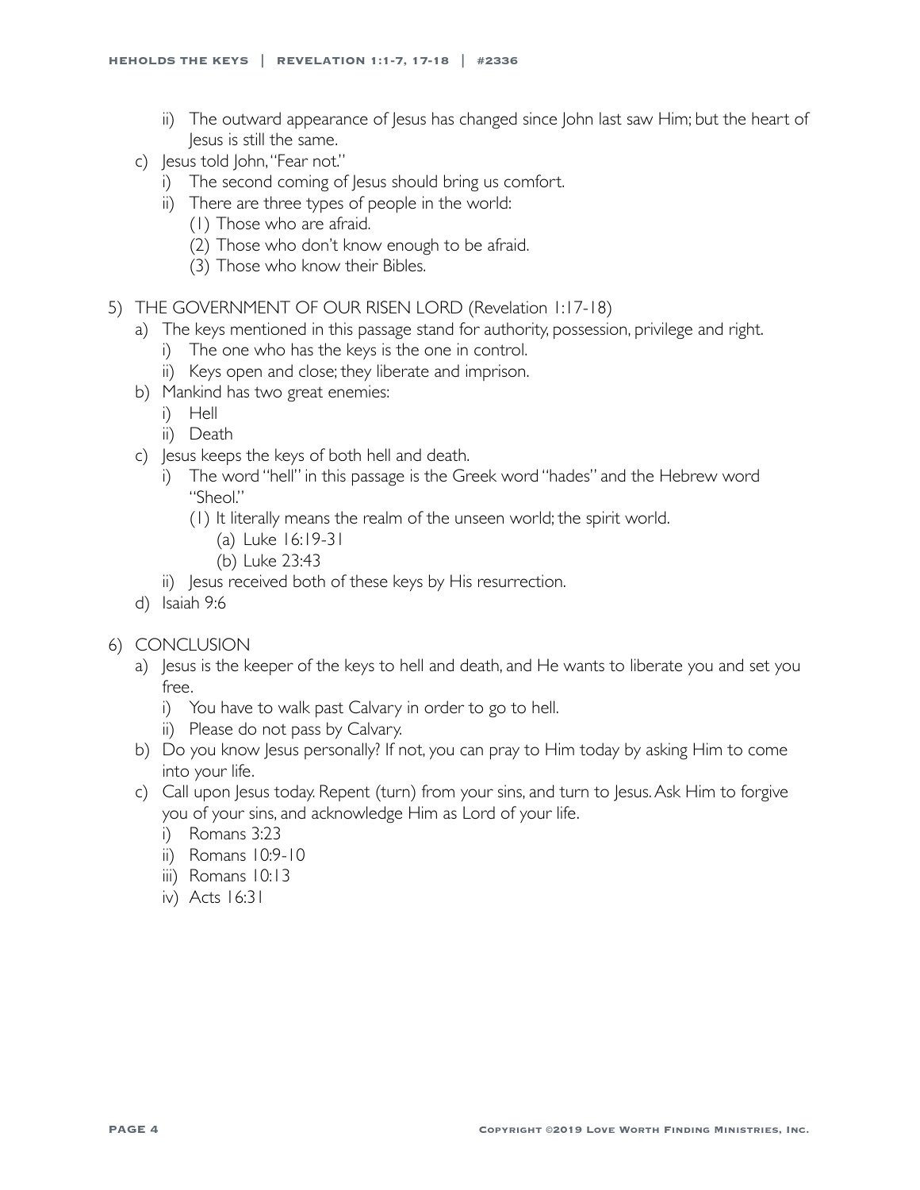- ii) The outward appearance of Jesus has changed since John last saw Him; but the heart of Jesus is still the same.
  - c) Jesus told John, "Fear not."
    - i) The second coming of Jesus should bring us comfort.
    - ii) There are three types of people in the world:
      - (1) Those who are afraid.
      - (2) Those who don't know enough to be afraid.
      - (3) Those who know their Bibles.

5) THE GOVERNMENT OF OUR RISEN LORD (Revelation 1:17-18)
  - a) The keys mentioned in this passage stand for authority, possession, privilege and right.
    - i) The one who has the keys is the one in control.
    - ii) Keys open and close; they liberate and imprison.
  - b) Mankind has two great enemies:
    - i) Hell
    - ii) Death
  - c) Jesus keeps the keys of both hell and death.
    - i) The word "hell" in this passage is the Greek word "hades" and the Hebrew word "Sheol."
      - (1) It literally means the realm of the unseen world; the spirit world.
        - (a) Luke 16:19-31
        - (b) Luke 23:43
    - ii) Jesus received both of these keys by His resurrection.
  - d) Isaiah 9:6

6) CONCLUSION
  - a) Jesus is the keeper of the keys to hell and death, and He wants to liberate you and set you free.
    - i) You have to walk past Calvary in order to go to hell.
    - ii) Please do not pass by Calvary.
  - b) Do you know Jesus personally? If not, you can pray to Him today by asking Him to come into your life.
  - c) Call upon Jesus today. Repent (turn) from your sins, and turn to Jesus. Ask Him to forgive you of your sins, and acknowledge Him as Lord of your life.
    - i) Romans 3:23
    - ii) Romans 10:9-10
    - iii) Romans 10:13
    - iv) Acts 16:31